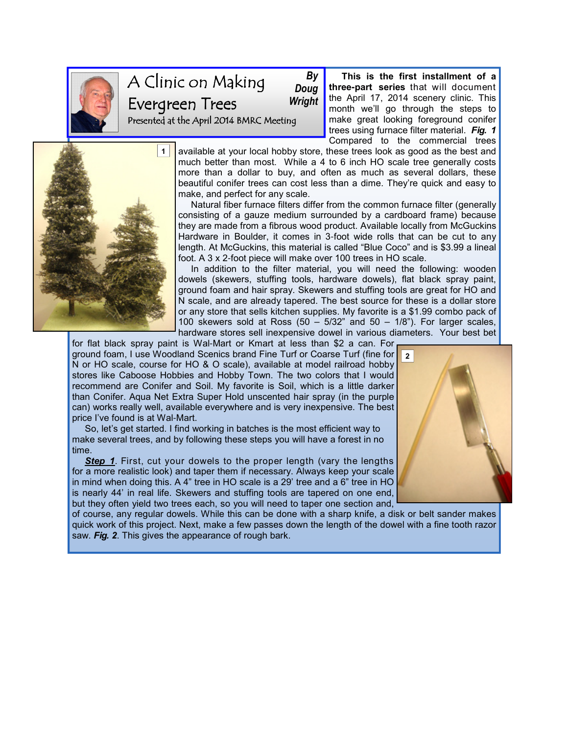# A Clinic on Making Evergreen Trees

**By Doug Wright**

Presented at the April 2014 BMRC Meeting

**This is the first installment of a three-part series** that will document the April 17, 2014 scenery clinic. This month we'll go through the steps to make great looking foreground conifer trees using furnace filter material. ***Fig. 1*** Compared to the commercial trees available at your local hobby store, these trees look as good as the best and much better than most. While a 4 to 6 inch HO scale tree generally costs more than a dollar to buy, and often as much as several dollars, these beautiful conifer trees can cost less than a dime. They're quick and easy to make, and perfect for any scale.

Natural fiber furnace filters differ from the common furnace filter (generally consisting of a gauze medium surrounded by a cardboard frame) because they are made from a fibrous wood product. Available locally from McGuckins Hardware in Boulder, it comes in 3-foot wide rolls that can be cut to any length. At McGuckins, this material is called "Blue Coco" and is $3.99 a lineal foot. A 3 x 2-foot piece will make over 100 trees in HO scale.

In addition to the filter material, you will need the following: wooden dowels (skewers, stuffing tools, hardware dowels), flat black spray paint, ground foam and hair spray. Skewers and stuffing tools are great for HO and N scale, and are already tapered. The best source for these is a dollar store or any store that sells kitchen supplies. My favorite is a $1.99 combo pack of 100 skewers sold at Ross (50 – 5/32" and 50 – 1/8"). For larger scales, hardware stores sell inexpensive dowel in various diameters. Your best bet for flat black spray paint is Wal-Mart or Kmart at less than $2 a can. For ground foam, I use Woodland Scenics brand Fine Turf or Coarse Turf (fine for N or HO scale, course for HO & O scale), available at model railroad hobby stores like Caboose Hobbies and Hobby Town. The two colors that I would recommend are Conifer and Soil. My favorite is Soil, which is a little darker than Conifer. Aqua Net Extra Super Hold unscented hair spray (in the purple can) works really well, available everywhere and is very inexpensive. The best price I've found is at Wal-Mart.

So, let's get started. I find working in batches is the most efficient way to make several trees, and by following these steps you will have a forest in no time.

***Step 1***. First, cut your dowels to the proper length (vary the lengths for a more realistic look) and taper them if necessary. Always keep your scale in mind when doing this. A 4" tree in HO scale is a 29' tree and a 6" tree in HO is nearly 44' in real life. Skewers and stuffing tools are tapered on one end, but they often yield two trees each, so you will need to taper one section and, of course, any regular dowels. While this can be done with a sharp knife, a disk or belt sander makes quick work of this project. Next, make a few passes down the length of the dowel with a fine tooth razor saw. ***Fig. 2***. This gives the appearance of rough bark.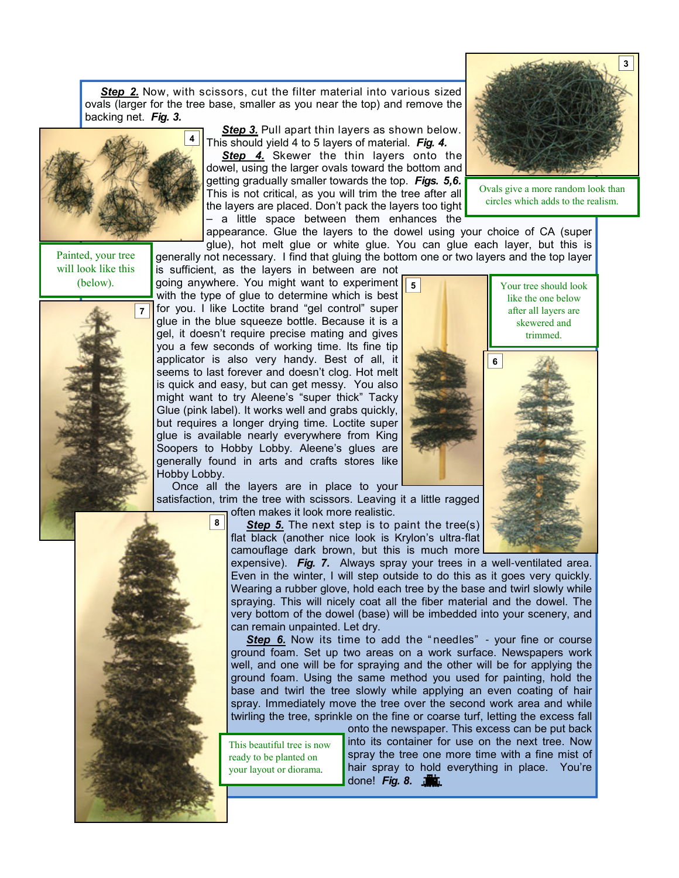***Step 2.*** Now, with scissors, cut the filter material into various sized ovals (larger for the tree base, smaller as you near the top) and remove the backing net. ***Fig. 3.***

Ovals give a more random look than circles which adds to the realism.

***Step 3.*** Pull apart thin layers as shown below. This should yield 4 to 5 layers of material. ***Fig. 4.***

***Step 4.*** Skewer the thin layers onto the dowel, using the larger ovals toward the bottom and getting gradually smaller towards the top. ***Figs. 5,6.*** This is not critical, as you will trim the tree after all the layers are placed. Don't pack the layers too tight – a little space between them enhances the appearance. Glue the layers to the dowel using your choice of CA (super glue), hot melt glue or white glue. You can glue each layer, but this is generally not necessary. I find that gluing the bottom one or two layers and the top layer is sufficient, as the layers in between are not going anywhere. You might want to experiment with the type of glue to determine which is best for you. I like Loctite brand "gel control" super glue in the blue squeeze bottle. Because it is a gel, it doesn't require precise mating and gives you a few seconds of working time. Its fine tip applicator is also very handy. Best of all, it seems to last forever and doesn't clog. Hot melt is quick and easy, but can get messy. You also might want to try Aleene's "super thick" Tacky Glue (pink label). It works well and grabs quickly, but requires a longer drying time. Loctite super glue is available nearly everywhere from King Soopers to Hobby Lobby. Aleene's glues are generally found in arts and crafts stores like Hobby Lobby.

Your tree should look like the one below after all layers are skewered and trimmed.

Once all the layers are in place to your satisfaction, trim the tree with scissors. Leaving it a little ragged often makes it look more realistic.

Painted, your tree will look like this (below).

***Step 5.*** The next step is to paint the tree(s) flat black (another nice look is Krylon's ultra-flat camouflage dark brown, but this is much more expensive). ***Fig. 7.*** Always spray your trees in a well-ventilated area. Even in the winter, I will step outside to do this as it goes very quickly. Wearing a rubber glove, hold each tree by the base and twirl slowly while spraying. This will nicely coat all the fiber material and the dowel. The very bottom of the dowel (base) will be imbedded into your scenery, and can remain unpainted. Let dry.

***Step 6.*** Now its time to add the "needles" - your fine or course ground foam. Set up two areas on a work surface. Newspapers work well, and one will be for spraying and the other will be for applying the ground foam. Using the same method you used for painting, hold the base and twirl the tree slowly while applying an even coating of hair spray. Immediately move the tree over the second work area and while twirling the tree, sprinkle on the fine or coarse turf, letting the excess fall onto the newspaper. This excess can be put back into its container for use on the next tree. Now spray the tree one more time with a fine mist of hair spray to hold everything in place. You're done! ***Fig. 8.***

This beautiful tree is now ready to be planted on your layout or diorama.